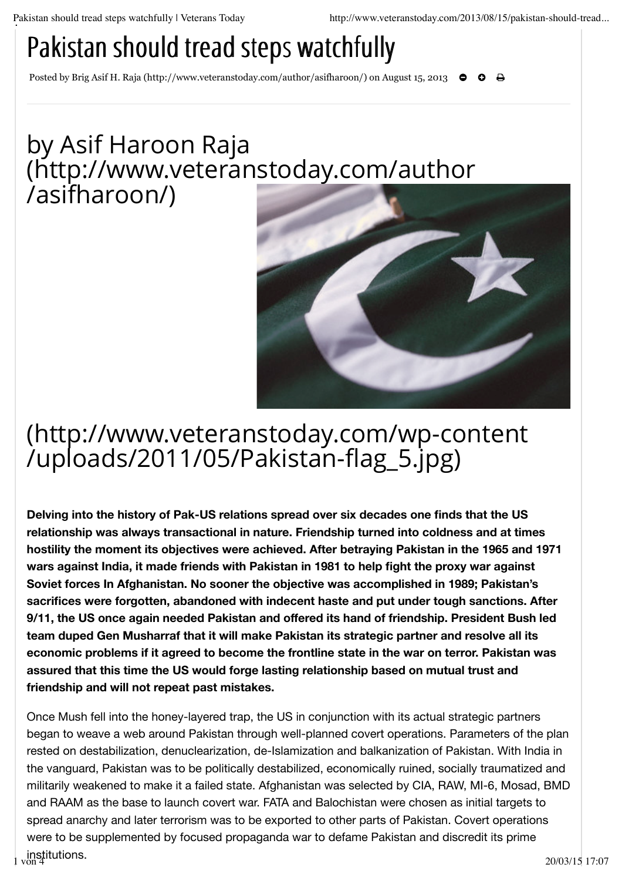# Pakistan should tread steps watchfully

Posted by Brig Asif H. Raja (http://www.veteranstoday.com/author/asifharoon/) on August 15, 2013

## by Asif Haroon Raja (http://www.veteranstoday.com/author/asifharoon/)

(http://www.veteranstoday.com/wp-content/uploads/2011/05/Pakistan-flag_5.jpg)

**Delving into the history of Pak-US relations spread over six decades one finds that the US relationship was always transactional in nature. Friendship turned into coldness and at times hostility the moment its objectives were achieved. After betraying Pakistan in the 1965 and 1971 wars against India, it made friends with Pakistan in 1981 to help fight the proxy war against Soviet forces In Afghanistan. No sooner the objective was accomplished in 1989; Pakistan's sacrifices were forgotten, abandoned with indecent haste and put under tough sanctions. After 9/11, the US once again needed Pakistan and offered its hand of friendship. President Bush led team duped Gen Musharraf that it will make Pakistan its strategic partner and resolve all its economic problems if it agreed to become the frontline state in the war on terror. Pakistan was assured that this time the US would forge lasting relationship based on mutual trust and friendship and will not repeat past mistakes.**

Once Mush fell into the honey-layered trap, the US in conjunction with its actual strategic partners began to weave a web around Pakistan through well-planned covert operations. Parameters of the plan rested on destabilization, denuclearization, de-Islamization and balkanization of Pakistan. With India in the vanguard, Pakistan was to be politically destabilized, economically ruined, socially traumatized and militarily weakened to make it a failed state. Afghanistan was selected by CIA, RAW, MI-6, Mosad, BMD and RAAM as the base to launch covert war. FATA and Balochistan were chosen as initial targets to spread anarchy and later terrorism was to be exported to other parts of Pakistan. Covert operations were to be supplemented by focused propaganda war to defame Pakistan and discredit its prime institutions.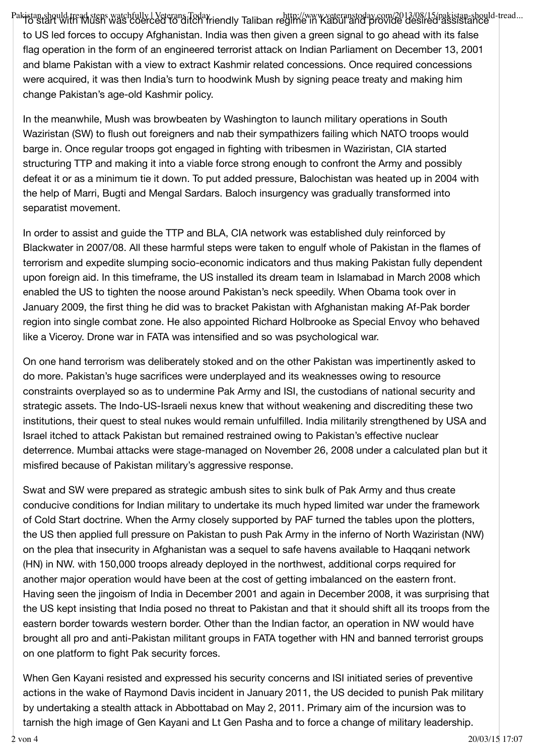To start with Mush was coerced to ditch friendly Taliban regime in Kabul and provide desired assistance to US led forces to occupy Afghanistan. India was then given a green signal to go ahead with its false flag operation in the form of an engineered terrorist attack on Indian Parliament on December 13, 2001 and blame Pakistan with a view to extract Kashmir related concessions. Once required concessions were acquired, it was then India's turn to hoodwink Mush by signing peace treaty and making him change Pakistan's age-old Kashmir policy.

In the meanwhile, Mush was browbeaten by Washington to launch military operations in South Waziristan (SW) to flush out foreigners and nab their sympathizers failing which NATO troops would barge in. Once regular troops got engaged in fighting with tribesmen in Waziristan, CIA started structuring TTP and making it into a viable force strong enough to confront the Army and possibly defeat it or as a minimum tie it down. To put added pressure, Balochistan was heated up in 2004 with the help of Marri, Bugti and Mengal Sardars. Baloch insurgency was gradually transformed into separatist movement.

In order to assist and guide the TTP and BLA, CIA network was established duly reinforced by Blackwater in 2007/08. All these harmful steps were taken to engulf whole of Pakistan in the flames of terrorism and expedite slumping socio-economic indicators and thus making Pakistan fully dependent upon foreign aid. In this timeframe, the US installed its dream team in Islamabad in March 2008 which enabled the US to tighten the noose around Pakistan's neck speedily. When Obama took over in January 2009, the first thing he did was to bracket Pakistan with Afghanistan making Af-Pak border region into single combat zone. He also appointed Richard Holbrooke as Special Envoy who behaved like a Viceroy. Drone war in FATA was intensified and so was psychological war.

On one hand terrorism was deliberately stoked and on the other Pakistan was impertinently asked to do more. Pakistan's huge sacrifices were underplayed and its weaknesses owing to resource constraints overplayed so as to undermine Pak Army and ISI, the custodians of national security and strategic assets. The Indo-US-Israeli nexus knew that without weakening and discrediting these two institutions, their quest to steal nukes would remain unfulfilled. India militarily strengthened by USA and Israel itched to attack Pakistan but remained restrained owing to Pakistan's effective nuclear deterrence. Mumbai attacks were stage-managed on November 26, 2008 under a calculated plan but it misfired because of Pakistan military's aggressive response.

Swat and SW were prepared as strategic ambush sites to sink bulk of Pak Army and thus create conducive conditions for Indian military to undertake its much hyped limited war under the framework of Cold Start doctrine. When the Army closely supported by PAF turned the tables upon the plotters, the US then applied full pressure on Pakistan to push Pak Army in the inferno of North Waziristan (NW) on the plea that insecurity in Afghanistan was a sequel to safe havens available to Haqqani network (HN) in NW. with 150,000 troops already deployed in the northwest, additional corps required for another major operation would have been at the cost of getting imbalanced on the eastern front. Having seen the jingoism of India in December 2001 and again in December 2008, it was surprising that the US kept insisting that India posed no threat to Pakistan and that it should shift all its troops from the eastern border towards western border. Other than the Indian factor, an operation in NW would have brought all pro and anti-Pakistan militant groups in FATA together with HN and banned terrorist groups on one platform to fight Pak security forces.

When Gen Kayani resisted and expressed his security concerns and ISI initiated series of preventive actions in the wake of Raymond Davis incident in January 2011, the US decided to punish Pak military by undertaking a stealth attack in Abbottabad on May 2, 2011. Primary aim of the incursion was to tarnish the high image of Gen Kayani and Lt Gen Pasha and to force a change of military leadership.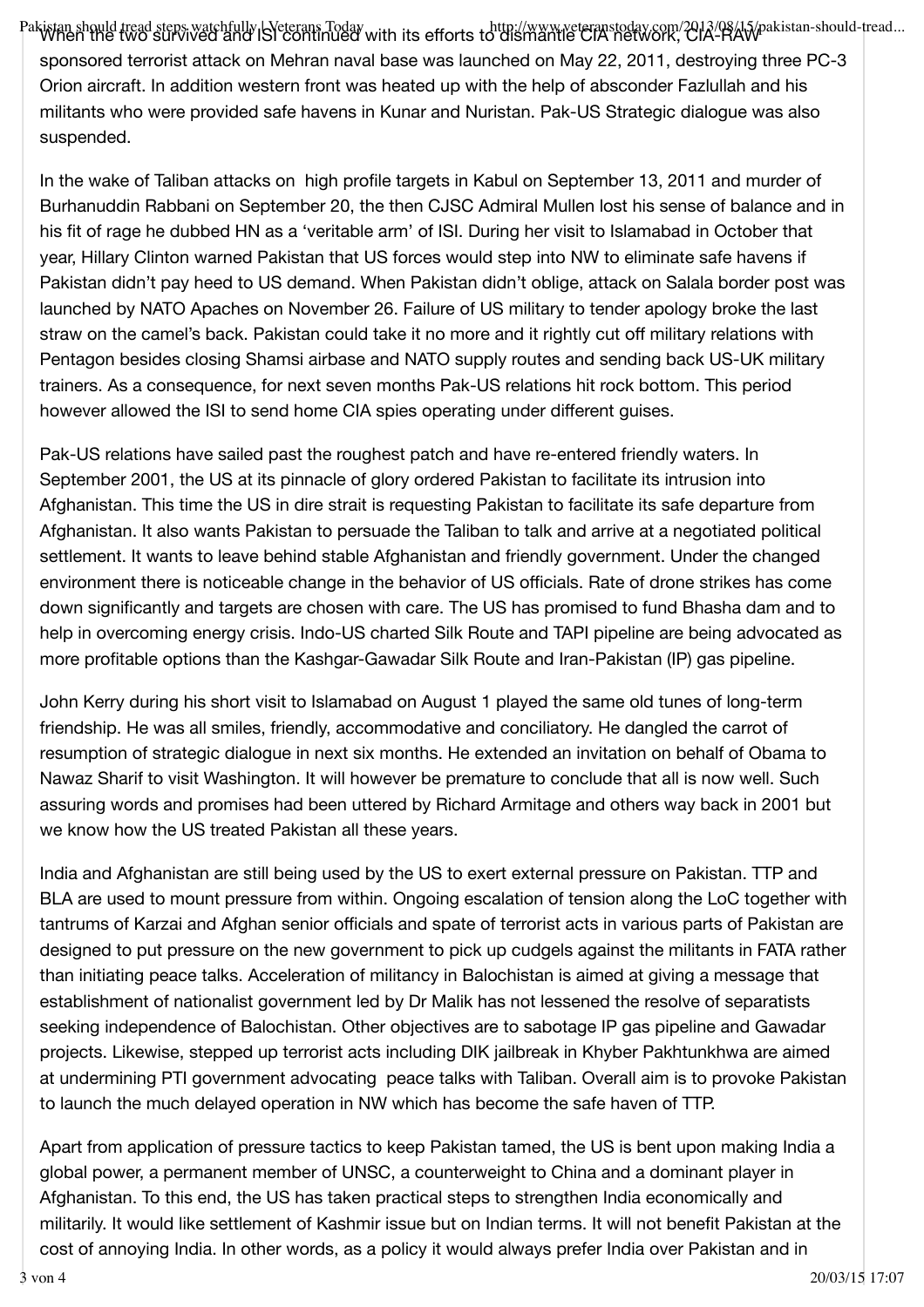When the two survived and ISI continued with its efforts to dismantle CIA network, CIA-RAW sponsored terrorist attack on Mehran naval base was launched on May 22, 2011, destroying three PC-3 Orion aircraft. In addition western front was heated up with the help of absconder Fazlullah and his militants who were provided safe havens in Kunar and Nuristan. Pak-US Strategic dialogue was also suspended.

In the wake of Taliban attacks on high profile targets in Kabul on September 13, 2011 and murder of Burhanuddin Rabbani on September 20, the then CJSC Admiral Mullen lost his sense of balance and in his fit of rage he dubbed HN as a 'veritable arm' of ISI. During her visit to Islamabad in October that year, Hillary Clinton warned Pakistan that US forces would step into NW to eliminate safe havens if Pakistan didn't pay heed to US demand. When Pakistan didn't oblige, attack on Salala border post was launched by NATO Apaches on November 26. Failure of US military to tender apology broke the last straw on the camel's back. Pakistan could take it no more and it rightly cut off military relations with Pentagon besides closing Shamsi airbase and NATO supply routes and sending back US-UK military trainers. As a consequence, for next seven months Pak-US relations hit rock bottom. This period however allowed the ISI to send home CIA spies operating under different guises.

Pak-US relations have sailed past the roughest patch and have re-entered friendly waters. In September 2001, the US at its pinnacle of glory ordered Pakistan to facilitate its intrusion into Afghanistan. This time the US in dire strait is requesting Pakistan to facilitate its safe departure from Afghanistan. It also wants Pakistan to persuade the Taliban to talk and arrive at a negotiated political settlement. It wants to leave behind stable Afghanistan and friendly government. Under the changed environment there is noticeable change in the behavior of US officials. Rate of drone strikes has come down significantly and targets are chosen with care. The US has promised to fund Bhasha dam and to help in overcoming energy crisis. Indo-US charted Silk Route and TAPI pipeline are being advocated as more profitable options than the Kashgar-Gawadar Silk Route and Iran-Pakistan (IP) gas pipeline.

John Kerry during his short visit to Islamabad on August 1 played the same old tunes of long-term friendship. He was all smiles, friendly, accommodative and conciliatory. He dangled the carrot of resumption of strategic dialogue in next six months. He extended an invitation on behalf of Obama to Nawaz Sharif to visit Washington. It will however be premature to conclude that all is now well. Such assuring words and promises had been uttered by Richard Armitage and others way back in 2001 but we know how the US treated Pakistan all these years.

India and Afghanistan are still being used by the US to exert external pressure on Pakistan. TTP and BLA are used to mount pressure from within. Ongoing escalation of tension along the LoC together with tantrums of Karzai and Afghan senior officials and spate of terrorist acts in various parts of Pakistan are designed to put pressure on the new government to pick up cudgels against the militants in FATA rather than initiating peace talks. Acceleration of militancy in Balochistan is aimed at giving a message that establishment of nationalist government led by Dr Malik has not lessened the resolve of separatists seeking independence of Balochistan. Other objectives are to sabotage IP gas pipeline and Gawadar projects. Likewise, stepped up terrorist acts including DIK jailbreak in Khyber Pakhtunkhwa are aimed at undermining PTI government advocating peace talks with Taliban. Overall aim is to provoke Pakistan to launch the much delayed operation in NW which has become the safe haven of TTP.

Apart from application of pressure tactics to keep Pakistan tamed, the US is bent upon making India a global power, a permanent member of UNSC, a counterweight to China and a dominant player in Afghanistan. To this end, the US has taken practical steps to strengthen India economically and militarily. It would like settlement of Kashmir issue but on Indian terms. It will not benefit Pakistan at the cost of annoying India. In other words, as a policy it would always prefer India over Pakistan and in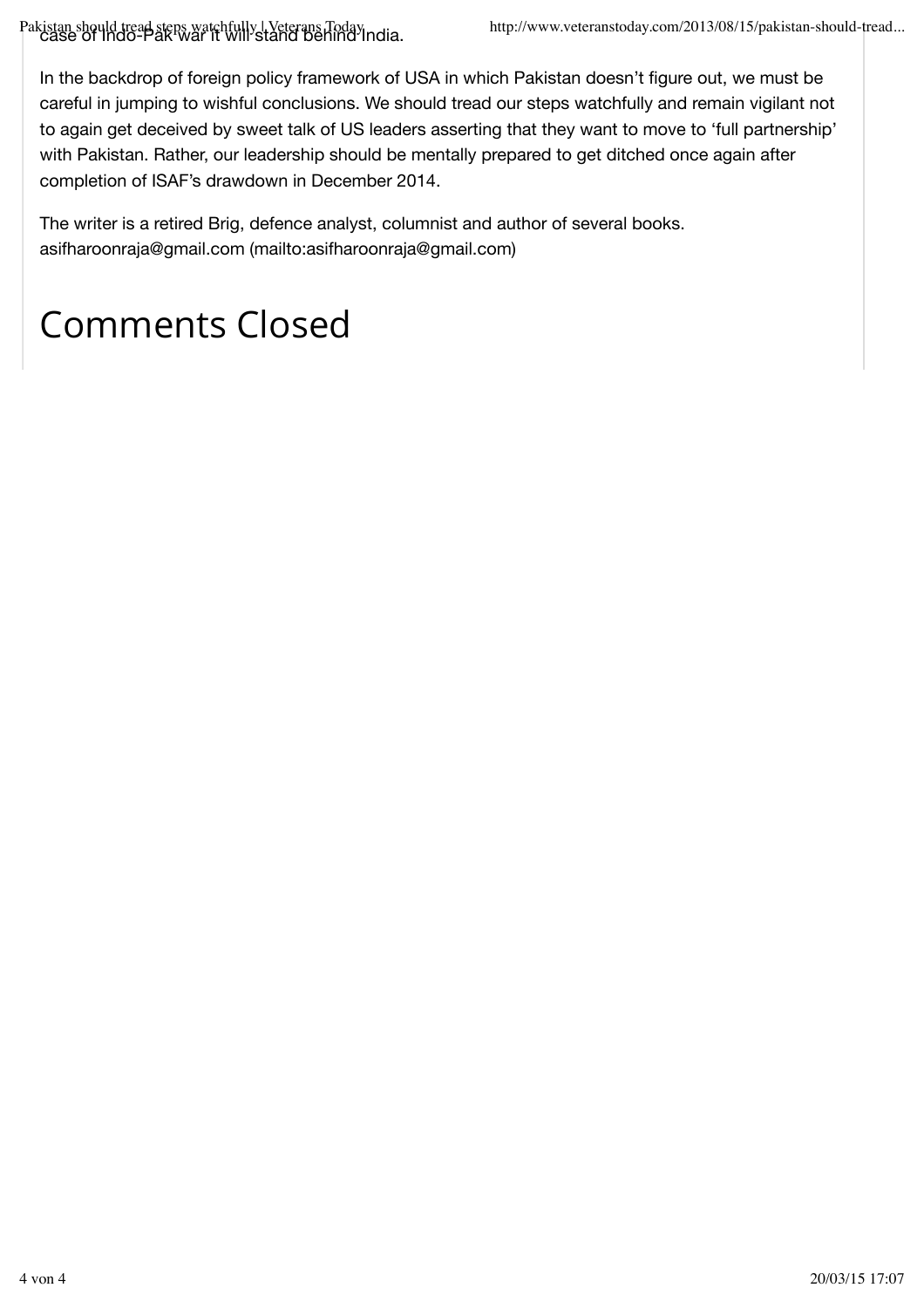case of Indo-Pak war it will stand behind India.

In the backdrop of foreign policy framework of USA in which Pakistan doesn't figure out, we must be careful in jumping to wishful conclusions. We should tread our steps watchfully and remain vigilant not to again get deceived by sweet talk of US leaders asserting that they want to move to 'full partnership' with Pakistan. Rather, our leadership should be mentally prepared to get ditched once again after completion of ISAF's drawdown in December 2014.

The writer is a retired Brig, defence analyst, columnist and author of several books. asifharoonraja@gmail.com (mailto:asifharoonraja@gmail.com)

# Comments Closed